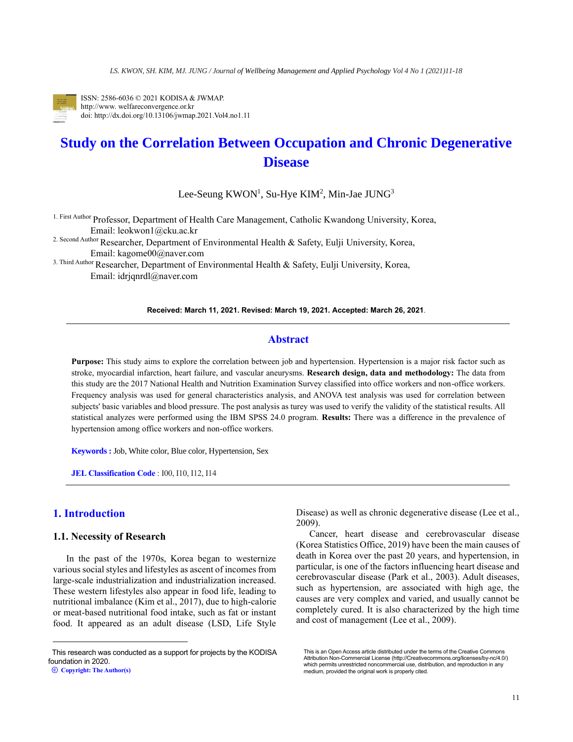ISSN: 2586-6036 © 2021 KODISA & JWMAP.
http://www. welfareconvergence.or.kr
doi: http://dx.doi.org/10.13106/jwmap.2021.Vol4.no1.11

# Study on the Correlation Between Occupation and Chronic Degenerative Disease

Lee-Seung KWON[1], Su-Hye KIM[2], Min-Jae JUNG[3]

[1. First Author] Professor, Department of Health Care Management, Catholic Kwandong University, Korea, Email: leokwon1@cku.ac.kr

[2. Second Author] Researcher, Department of Environmental Health & Safety, Eulji University, Korea, Email: kagome00@naver.com

[3. Third Author] Researcher, Department of Environmental Health & Safety, Eulji University, Korea, Email: idrjqnrdl@naver.com

**Received: March 11, 2021. Revised: March 19, 2021. Accepted: March 26, 2021**.

## Abstract

**Purpose:** This study aims to explore the correlation between job and hypertension. Hypertension is a major risk factor such as stroke, myocardial infarction, heart failure, and vascular aneurysms. **Research design, data and methodology:** The data from this study are the 2017 National Health and Nutrition Examination Survey classified into office workers and non-office workers. Frequency analysis was used for general characteristics analysis, and ANOVA test analysis was used for correlation between subjects' basic variables and blood pressure. The post analysis as turey was used to verify the validity of the statistical results. All statistical analyzes were performed using the IBM SPSS 24.0 program. **Results:** There was a difference in the prevalence of hypertension among office workers and non-office workers.

**Keywords :** Job, White color, Blue color, Hypertension, Sex

**JEL Classification Code** : I00, I10, I12, I14

## 1. Introduction

### 1.1. Necessity of Research

In the past of the 1970s, Korea began to westernize various social styles and lifestyles as ascent of incomes from large-scale industrialization and industrialization increased. These western lifestyles also appear in food life, leading to nutritional imbalance (Kim et al., 2017), due to high-calorie or meat-based nutritional food intake, such as fat or instant food. It appeared as an adult disease (LSD, Life Style Disease) as well as chronic degenerative disease (Lee et al., 2009).

Cancer, heart disease and cerebrovascular disease (Korea Statistics Office, 2019) have been the main causes of death in Korea over the past 20 years, and hypertension, in particular, is one of the factors influencing heart disease and cerebrovascular disease (Park et al., 2003). Adult diseases, such as hypertension, are associated with high age, the causes are very complex and varied, and usually cannot be completely cured. It is also characterized by the high time and cost of management (Lee et al., 2009).

This research was conducted as a support for projects by the KODISA foundation in 2020.

© Copyright: The Author(s)

This is an Open Access article distributed under the terms of the Creative Commons Attribution Non-Commercial License (http://Creativecommons.org/licenses/by-nc/4.0/) which permits unrestricted noncommercial use, distribution, and reproduction in any medium, provided the original work is properly cited.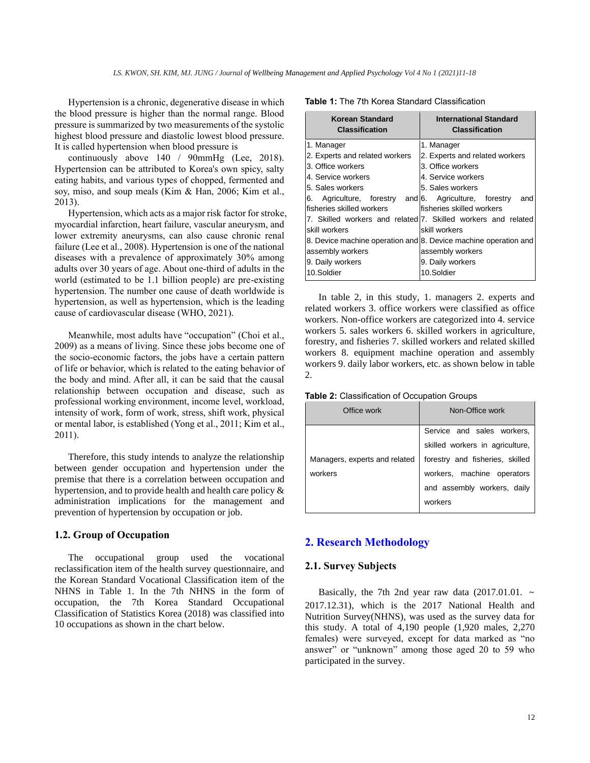Hypertension is a chronic, degenerative disease in which the blood pressure is higher than the normal range. Blood pressure is summarized by two measurements of the systolic highest blood pressure and diastolic lowest blood pressure. It is called hypertension when blood pressure is continuously above 140 / 90mmHg (Lee, 2018). Hypertension can be attributed to Korea's own spicy, salty eating habits, and various types of chopped, fermented and soy, miso, and soup meals (Kim & Han, 2006; Kim et al., 2013).

Hypertension, which acts as a major risk factor for stroke, myocardial infarction, heart failure, vascular aneurysm, and lower extremity aneurysms, can also cause chronic renal failure (Lee et al., 2008). Hypertension is one of the national diseases with a prevalence of approximately 30% among adults over 30 years of age. About one-third of adults in the world (estimated to be 1.1 billion people) are pre-existing hypertension. The number one cause of death worldwide is hypertension, as well as hypertension, which is the leading cause of cardiovascular disease (WHO, 2021).

Meanwhile, most adults have "occupation" (Choi et al., 2009) as a means of living. Since these jobs become one of the socio-economic factors, the jobs have a certain pattern of life or behavior, which is related to the eating behavior of the body and mind. After all, it can be said that the causal relationship between occupation and disease, such as professional working environment, income level, workload, intensity of work, form of work, stress, shift work, physical or mental labor, is established (Yong et al., 2011; Kim et al., 2011).

Therefore, this study intends to analyze the relationship between gender occupation and hypertension under the premise that there is a correlation between occupation and hypertension, and to provide health and health care policy & administration implications for the management and prevention of hypertension by occupation or job.

### 1.2. Group of Occupation

The occupational group used the vocational reclassification item of the health survey questionnaire, and the Korean Standard Vocational Classification item of the NHNS in Table 1. In the 7th NHNS in the form of occupation, the 7th Korea Standard Occupational Classification of Statistics Korea (2018) was classified into 10 occupations as shown in the chart below.

**Table 1:** The 7th Korea Standard Classification

| Korean Standard Classification | International Standard Classification |
|---|---|
| 1. Manager | 1. Manager |
| 2. Experts and related workers | 2. Experts and related workers |
| 3. Office workers | 3. Office workers |
| 4. Service workers | 4. Service workers |
| 5. Sales workers | 5. Sales workers |
| 6. Agriculture, forestry and fisheries skilled workers | 6. Agriculture, forestry and fisheries skilled workers |
| 7. Skilled workers and related skill workers | 7. Skilled workers and related skill workers |
| 8. Device machine operation and assembly workers | 8. Device machine operation and assembly workers |
| 9. Daily workers | 9. Daily workers |
| 10.Soldier | 10.Soldier |

In table 2, in this study, 1. managers 2. experts and related workers 3. office workers were classified as office workers. Non-office workers are categorized into 4. service workers 5. sales workers 6. skilled workers in agriculture, forestry, and fisheries 7. skilled workers and related skilled workers 8. equipment machine operation and assembly workers 9. daily labor workers, etc. as shown below in table 2.

**Table 2:** Classification of Occupation Groups

| Office work | Non-Office work |
|---|---|
| Managers, experts and related workers | Service and sales workers, skilled workers in agriculture, forestry and fisheries, skilled workers, machine operators and assembly workers, daily workers |

## 2. Research Methodology

### 2.1. Survey Subjects

Basically, the 7th 2nd year raw data (2017.01.01. ~ 2017.12.31), which is the 2017 National Health and Nutrition Survey(NHNS), was used as the survey data for this study. A total of 4,190 people (1,920 males, 2,270 females) were surveyed, except for data marked as "no answer" or "unknown" among those aged 20 to 59 who participated in the survey.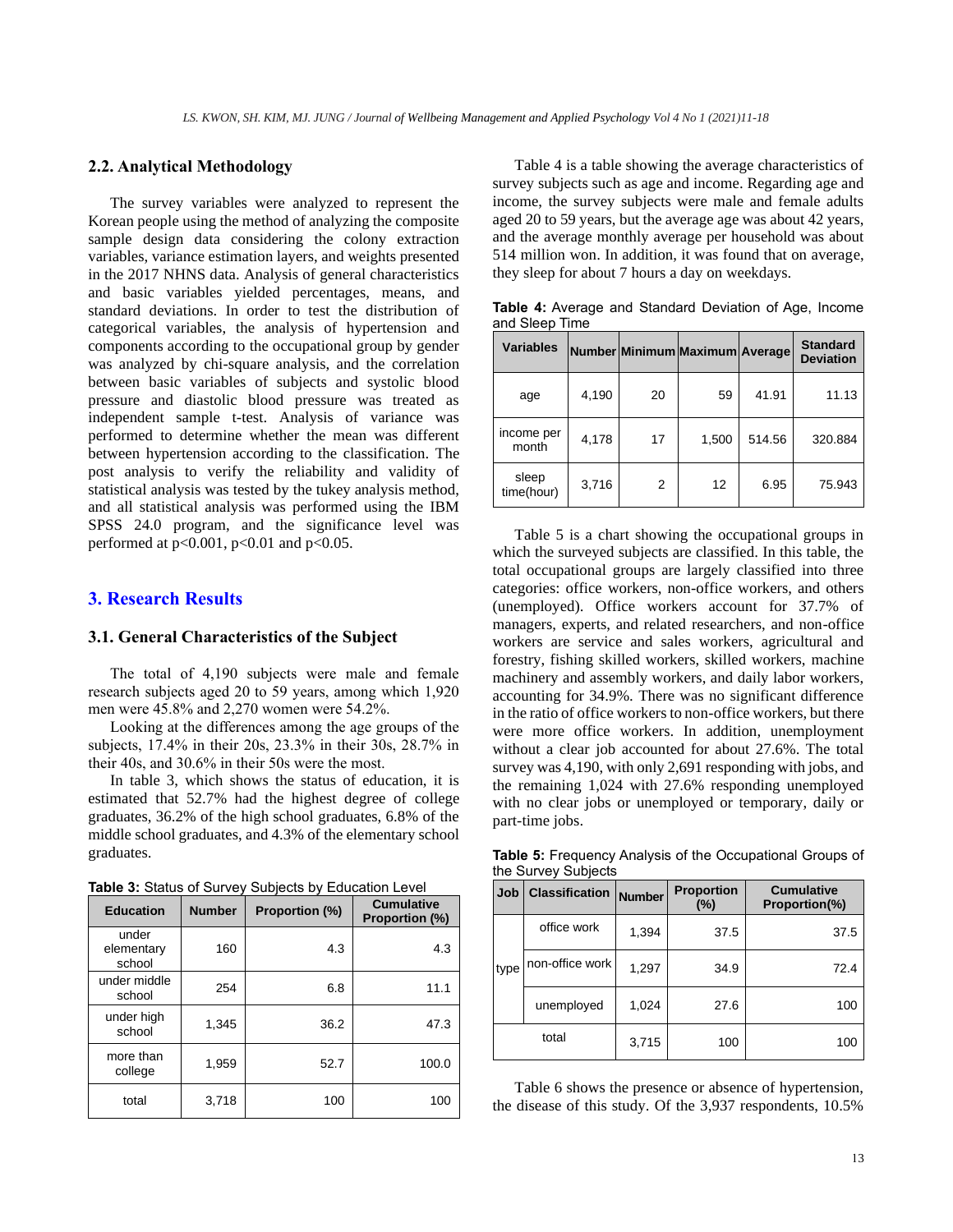### 2.2. Analytical Methodology

The survey variables were analyzed to represent the Korean people using the method of analyzing the composite sample design data considering the colony extraction variables, variance estimation layers, and weights presented in the 2017 NHNS data. Analysis of general characteristics and basic variables yielded percentages, means, and standard deviations. In order to test the distribution of categorical variables, the analysis of hypertension and components according to the occupational group by gender was analyzed by chi-square analysis, and the correlation between basic variables of subjects and systolic blood pressure and diastolic blood pressure was treated as independent sample t-test. Analysis of variance was performed to determine whether the mean was different between hypertension according to the classification. The post analysis to verify the reliability and validity of statistical analysis was tested by the tukey analysis method, and all statistical analysis was performed using the IBM SPSS 24.0 program, and the significance level was performed at $p<0.001$, $p<0.01$ and $p<0.05$.

## 3. Research Results

### 3.1. General Characteristics of the Subject

The total of 4,190 subjects were male and female research subjects aged 20 to 59 years, among which 1,920 men were 45.8% and 2,270 women were 54.2%.

Looking at the differences among the age groups of the subjects, 17.4% in their 20s, 23.3% in their 30s, 28.7% in their 40s, and 30.6% in their 50s were the most.

In table 3, which shows the status of education, it is estimated that 52.7% had the highest degree of college graduates, 36.2% of the high school graduates, 6.8% of the middle school graduates, and 4.3% of the elementary school graduates.

**Table 3:** Status of Survey Subjects by Education Level

| Education | Number | Proportion (%) | Cumulative Proportion (%) |
|---|---|---|---|
| under elementary school | 160 | 4.3 | 4.3 |
| under middle school | 254 | 6.8 | 11.1 |
| under high school | 1,345 | 36.2 | 47.3 |
| more than college | 1,959 | 52.7 | 100.0 |
| total | 3,718 | 100 | 100 |

Table 4 is a table showing the average characteristics of survey subjects such as age and income. Regarding age and income, the survey subjects were male and female adults aged 20 to 59 years, but the average age was about 42 years, and the average monthly average per household was about 514 million won. In addition, it was found that on average, they sleep for about 7 hours a day on weekdays.

**Table 4:** Average and Standard Deviation of Age, Income and Sleep Time

| Variables | Number | Minimum | Maximum | Average | Standard Deviation |
|---|---|---|---|---|---|
| age | 4,190 | 20 | 59 | 41.91 | 11.13 |
| income per month | 4,178 | 17 | 1,500 | 514.56 | 320.884 |
| sleep time(hour) | 3,716 | 2 | 12 | 6.95 | 75.943 |

Table 5 is a chart showing the occupational groups in which the surveyed subjects are classified. In this table, the total occupational groups are largely classified into three categories: office workers, non-office workers, and others (unemployed). Office workers account for 37.7% of managers, experts, and related researchers, and non-office workers are service and sales workers, agricultural and forestry, fishing skilled workers, skilled workers, machine machinery and assembly workers, and daily labor workers, accounting for 34.9%. There was no significant difference in the ratio of office workers to non-office workers, but there were more office workers. In addition, unemployment without a clear job accounted for about 27.6%. The total survey was 4,190, with only 2,691 responding with jobs, and the remaining 1,024 with 27.6% responding unemployed with no clear jobs or unemployed or temporary, daily or part-time jobs.

**Table 5:** Frequency Analysis of the Occupational Groups of the Survey Subjects

| Job | Classification | Number | Proportion (%) | Cumulative Proportion(%) |
|---|---|---|---|---|
| type | office work | 1,394 | 37.5 | 37.5 |
| | non-office work | 1,297 | 34.9 | 72.4 |
| | unemployed | 1,024 | 27.6 | 100 |
| total | | 3,715 | 100 | 100 |

Table 6 shows the presence or absence of hypertension, the disease of this study. Of the 3,937 respondents, 10.5%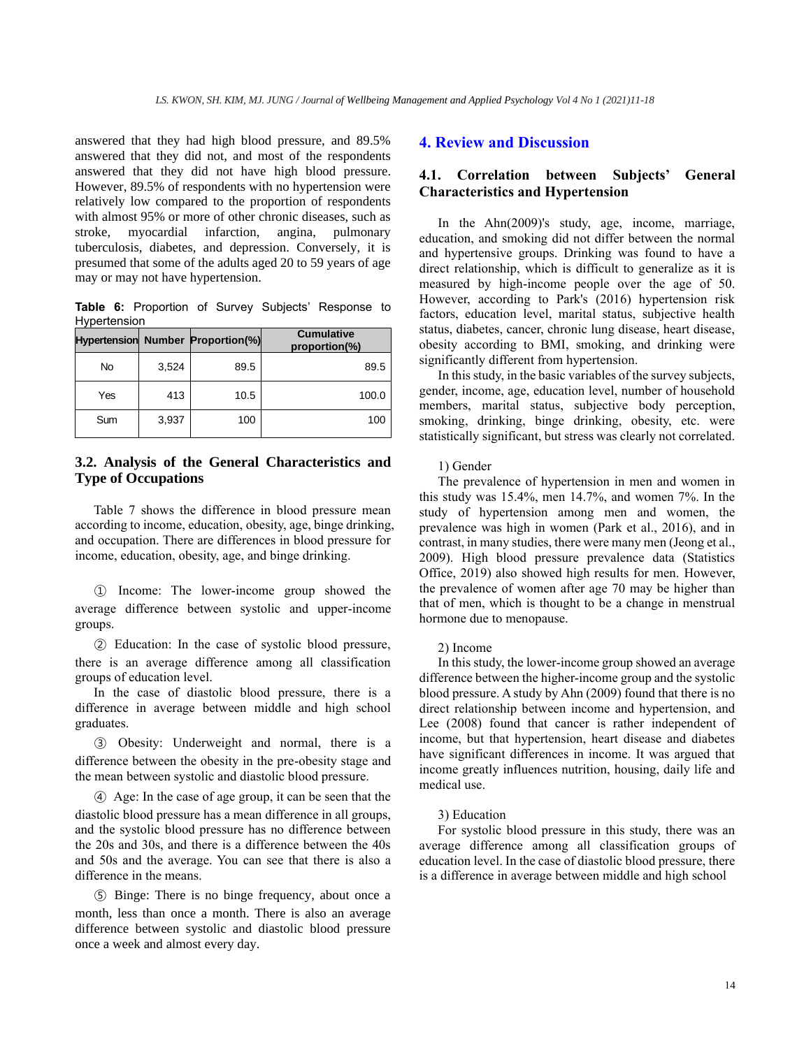answered that they had high blood pressure, and 89.5% answered that they did not, and most of the respondents answered that they did not have high blood pressure. However, 89.5% of respondents with no hypertension were relatively low compared to the proportion of respondents with almost 95% or more of other chronic diseases, such as stroke, myocardial infarction, angina, pulmonary tuberculosis, diabetes, and depression. Conversely, it is presumed that some of the adults aged 20 to 59 years of age may or may not have hypertension.

**Table 6:** Proportion of Survey Subjects' Response to Hypertension

| Hypertension | Number | Proportion(%) | Cumulative proportion(%) |
|---|---|---|---|
| No | 3,524 | 89.5 | 89.5 |
| Yes | 413 | 10.5 | 100.0 |
| Sum | 3,937 | 100 | 100 |

### 3.2. Analysis of the General Characteristics and Type of Occupations

Table 7 shows the difference in blood pressure mean according to income, education, obesity, age, binge drinking, and occupation. There are differences in blood pressure for income, education, obesity, age, and binge drinking.

① Income: The lower-income group showed the average difference between systolic and upper-income groups.

② Education: In the case of systolic blood pressure, there is an average difference among all classification groups of education level.

In the case of diastolic blood pressure, there is a difference in average between middle and high school graduates.

③ Obesity: Underweight and normal, there is a difference between the obesity in the pre-obesity stage and the mean between systolic and diastolic blood pressure.

④ Age: In the case of age group, it can be seen that the diastolic blood pressure has a mean difference in all groups, and the systolic blood pressure has no difference between the 20s and 30s, and there is a difference between the 40s and 50s and the average. You can see that there is also a difference in the means.

⑤ Binge: There is no binge frequency, about once a month, less than once a month. There is also an average difference between systolic and diastolic blood pressure once a week and almost every day.

## 4. Review and Discussion

### 4.1. Correlation between Subjects' General Characteristics and Hypertension

In the Ahn(2009)'s study, age, income, marriage, education, and smoking did not differ between the normal and hypertensive groups. Drinking was found to have a direct relationship, which is difficult to generalize as it is measured by high-income people over the age of 50. However, according to Park's (2016) hypertension risk factors, education level, marital status, subjective health status, diabetes, cancer, chronic lung disease, heart disease, obesity according to BMI, smoking, and drinking were significantly different from hypertension.

In this study, in the basic variables of the survey subjects, gender, income, age, education level, number of household members, marital status, subjective body perception, smoking, drinking, binge drinking, obesity, etc. were statistically significant, but stress was clearly not correlated.

1) Gender

The prevalence of hypertension in men and women in this study was 15.4%, men 14.7%, and women 7%. In the study of hypertension among men and women, the prevalence was high in women (Park et al., 2016), and in contrast, in many studies, there were many men (Jeong et al., 2009). High blood pressure prevalence data (Statistics Office, 2019) also showed high results for men. However, the prevalence of women after age 70 may be higher than that of men, which is thought to be a change in menstrual hormone due to menopause.

2) Income

In this study, the lower-income group showed an average difference between the higher-income group and the systolic blood pressure. A study by Ahn (2009) found that there is no direct relationship between income and hypertension, and Lee (2008) found that cancer is rather independent of income, but that hypertension, heart disease and diabetes have significant differences in income. It was argued that income greatly influences nutrition, housing, daily life and medical use.

3) Education

For systolic blood pressure in this study, there was an average difference among all classification groups of education level. In the case of diastolic blood pressure, there is a difference in average between middle and high school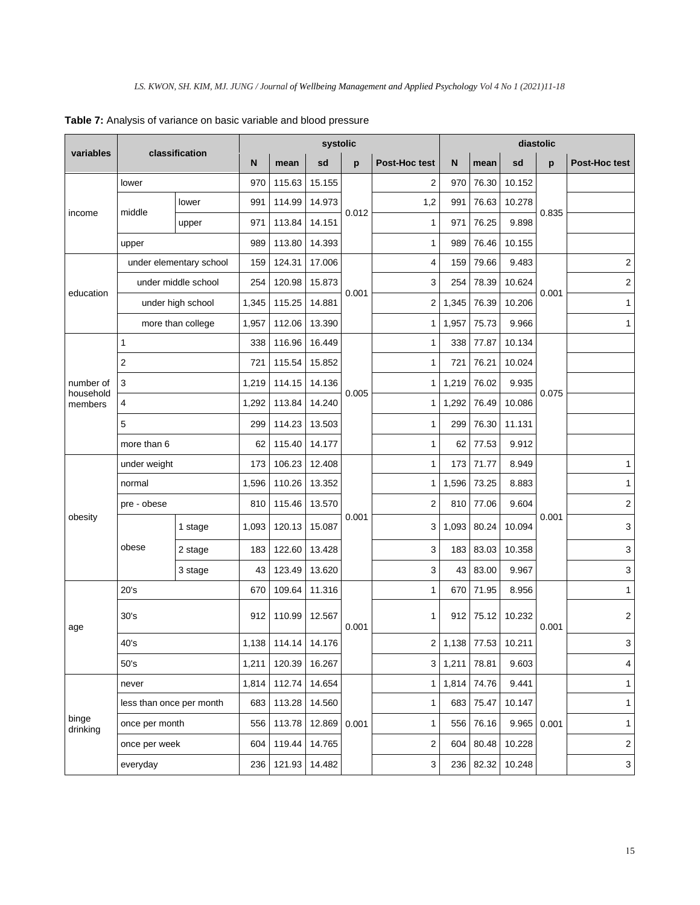**Table 7:** Analysis of variance on basic variable and blood pressure

| variables | classification | | systolic | | | | | diastolic | | | | |
|---|---|---|---|---|---|---|---|---|---|---|---|---|
| | | | N | mean | sd | p | Post-Hoc test | N | mean | sd | p | Post-Hoc test |
| income | lower | | 970 | 115.63 | 15.155 | 0.012 | 2 | 970 | 76.30 | 10.152 | 0.835 | |
| | middle | lower | 991 | 114.99 | 14.973 | | 1,2 | 991 | 76.63 | 10.278 | | |
| | | upper | 971 | 113.84 | 14.151 | | 1 | 971 | 76.25 | 9.898 | | |
| | upper | | 989 | 113.80 | 14.393 | | 1 | 989 | 76.46 | 10.155 | | |
| education | under elementary school | | 159 | 124.31 | 17.006 | 0.001 | 4 | 159 | 79.66 | 9.483 | 0.001 | 2 |
| | under middle school | | 254 | 120.98 | 15.873 | | 3 | 254 | 78.39 | 10.624 | | 2 |
| | under high school | | 1,345 | 115.25 | 14.881 | | 2 | 1,345 | 76.39 | 10.206 | | 1 |
| | more than college | | 1,957 | 112.06 | 13.390 | | 1 | 1,957 | 75.73 | 9.966 | | 1 |
| number of household members | 1 | | 338 | 116.96 | 16.449 | 0.005 | 1 | 338 | 77.87 | 10.134 | 0.075 | |
| | 2 | | 721 | 115.54 | 15.852 | | 1 | 721 | 76.21 | 10.024 | | |
| | 3 | | 1,219 | 114.15 | 14.136 | | 1 | 1,219 | 76.02 | 9.935 | | |
| | 4 | | 1,292 | 113.84 | 14.240 | | 1 | 1,292 | 76.49 | 10.086 | | |
| | 5 | | 299 | 114.23 | 13.503 | | 1 | 299 | 76.30 | 11.131 | | |
| | more than 6 | | 62 | 115.40 | 14.177 | | 1 | 62 | 77.53 | 9.912 | | |
| obesity | under weight | | 173 | 106.23 | 12.408 | 0.001 | 1 | 173 | 71.77 | 8.949 | 0.001 | 1 |
| | normal | | 1,596 | 110.26 | 13.352 | | 1 | 1,596 | 73.25 | 8.883 | | 1 |
| | pre - obese | | 810 | 115.46 | 13.570 | | 2 | 810 | 77.06 | 9.604 | | 2 |
| | obese | 1 stage | 1,093 | 120.13 | 15.087 | | 3 | 1,093 | 80.24 | 10.094 | | 3 |
| | | 2 stage | 183 | 122.60 | 13.428 | | 3 | 183 | 83.03 | 10.358 | | 3 |
| | | 3 stage | 43 | 123.49 | 13.620 | | 3 | 43 | 83.00 | 9.967 | | 3 |
| age | 20's | | 670 | 109.64 | 11.316 | 0.001 | 1 | 670 | 71.95 | 8.956 | 0.001 | 1 |
| | 30's | | 912 | 110.99 | 12.567 | | 1 | 912 | 75.12 | 10.232 | | 2 |
| | 40's | | 1,138 | 114.14 | 14.176 | | 2 | 1,138 | 77.53 | 10.211 | | 3 |
| | 50's | | 1,211 | 120.39 | 16.267 | | 3 | 1,211 | 78.81 | 9.603 | | 4 |
| binge drinking | never | | 1,814 | 112.74 | 14.654 | 0.001 | 1 | 1,814 | 74.76 | 9.441 | 0.001 | 1 |
| | less than once per month | | 683 | 113.28 | 14.560 | | 1 | 683 | 75.47 | 10.147 | | 1 |
| | once per month | | 556 | 113.78 | 12.869 | | 1 | 556 | 76.16 | 9.965 | | 1 |
| | once per week | | 604 | 119.44 | 14.765 | | 2 | 604 | 80.48 | 10.228 | | 2 |
| | everyday | | 236 | 121.93 | 14.482 | | 3 | 236 | 82.32 | 10.248 | | 3 |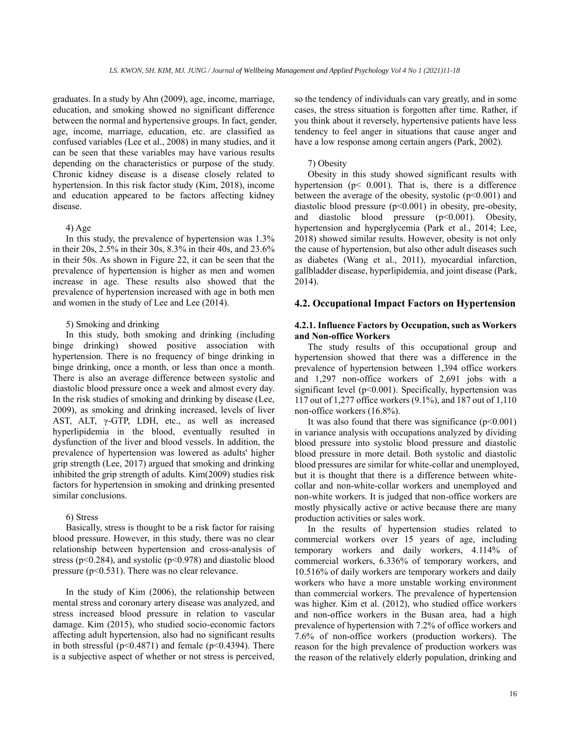graduates. In a study by Ahn (2009), age, income, marriage, education, and smoking showed no significant difference between the normal and hypertensive groups. In fact, gender, age, income, marriage, education, etc. are classified as confused variables (Lee et al., 2008) in many studies, and it can be seen that these variables may have various results depending on the characteristics or purpose of the study. Chronic kidney disease is a disease closely related to hypertension. In this risk factor study (Kim, 2018), income and education appeared to be factors affecting kidney disease.

4) Age

In this study, the prevalence of hypertension was 1.3% in their 20s, 2.5% in their 30s, 8.3% in their 40s, and 23.6% in their 50s. As shown in Figure 22, it can be seen that the prevalence of hypertension is higher as men and women increase in age. These results also showed that the prevalence of hypertension increased with age in both men and women in the study of Lee and Lee (2014).

5) Smoking and drinking

In this study, both smoking and drinking (including binge drinking) showed positive association with hypertension. There is no frequency of binge drinking in binge drinking, once a month, or less than once a month. There is also an average difference between systolic and diastolic blood pressure once a week and almost every day. In the risk studies of smoking and drinking by disease (Lee, 2009), as smoking and drinking increased, levels of liver AST, ALT, γ-GTP, LDH, etc., as well as increased hyperlipidemia in the blood, eventually resulted in dysfunction of the liver and blood vessels. In addition, the prevalence of hypertension was lowered as adults' higher grip strength (Lee, 2017) argued that smoking and drinking inhibited the grip strength of adults. Kim(2009) studies risk factors for hypertension in smoking and drinking presented similar conclusions.

6) Stress

Basically, stress is thought to be a risk factor for raising blood pressure. However, in this study, there was no clear relationship between hypertension and cross-analysis of stress ($p<0.284$), and systolic ($p<0.978$) and diastolic blood pressure ($p<0.531$). There was no clear relevance.

In the study of Kim (2006), the relationship between mental stress and coronary artery disease was analyzed, and stress increased blood pressure in relation to vascular damage. Kim (2015), who studied socio-economic factors affecting adult hypertension, also had no significant results in both stressful ($p<0.4871$) and female ($p<0.4394$). There is a subjective aspect of whether or not stress is perceived, so the tendency of individuals can vary greatly, and in some cases, the stress situation is forgotten after time. Rather, if you think about it reversely, hypertensive patients have less tendency to feel anger in situations that cause anger and have a low response among certain angers (Park, 2002).

7) Obesity

Obesity in this study showed significant results with hypertension ($p< 0.001$). That is, there is a difference between the average of the obesity, systolic ($p<0.001$) and diastolic blood pressure ($p<0.001$) in obesity, pre-obesity, and diastolic blood pressure ($p<0.001$). Obesity, hypertension and hyperglycemia (Park et al., 2014; Lee, 2018) showed similar results. However, obesity is not only the cause of hypertension, but also other adult diseases such as diabetes (Wang et al., 2011), myocardial infarction, gallbladder disease, hyperlipidemia, and joint disease (Park, 2014).

## 4.2. Occupational Impact Factors on Hypertension

### 4.2.1. Influence Factors by Occupation, such as Workers and Non-office Workers

The study results of this occupational group and hypertension showed that there was a difference in the prevalence of hypertension between 1,394 office workers and 1,297 non-office workers of 2,691 jobs with a significant level ($p<0.001$). Specifically, hypertension was 117 out of 1,277 office workers (9.1%), and 187 out of 1,110 non-office workers (16.8%).

It was also found that there was significance ($p<0.001$) in variance analysis with occupations analyzed by dividing blood pressure into systolic blood pressure and diastolic blood pressure in more detail. Both systolic and diastolic blood pressures are similar for white-collar and unemployed, but it is thought that there is a difference between white-collar and non-white-collar workers and unemployed and non-white workers. It is judged that non-office workers are mostly physically active or active because there are many production activities or sales work.

In the results of hypertension studies related to commercial workers over 15 years of age, including temporary workers and daily workers, 4.114% of commercial workers, 6.336% of temporary workers, and 10.516% of daily workers are temporary workers and daily workers who have a more unstable working environment than commercial workers. The prevalence of hypertension was higher. Kim et al. (2012), who studied office workers and non-office workers in the Busan area, had a high prevalence of hypertension with 7.2% of office workers and 7.6% of non-office workers (production workers). The reason for the high prevalence of production workers was the reason of the relatively elderly population, drinking and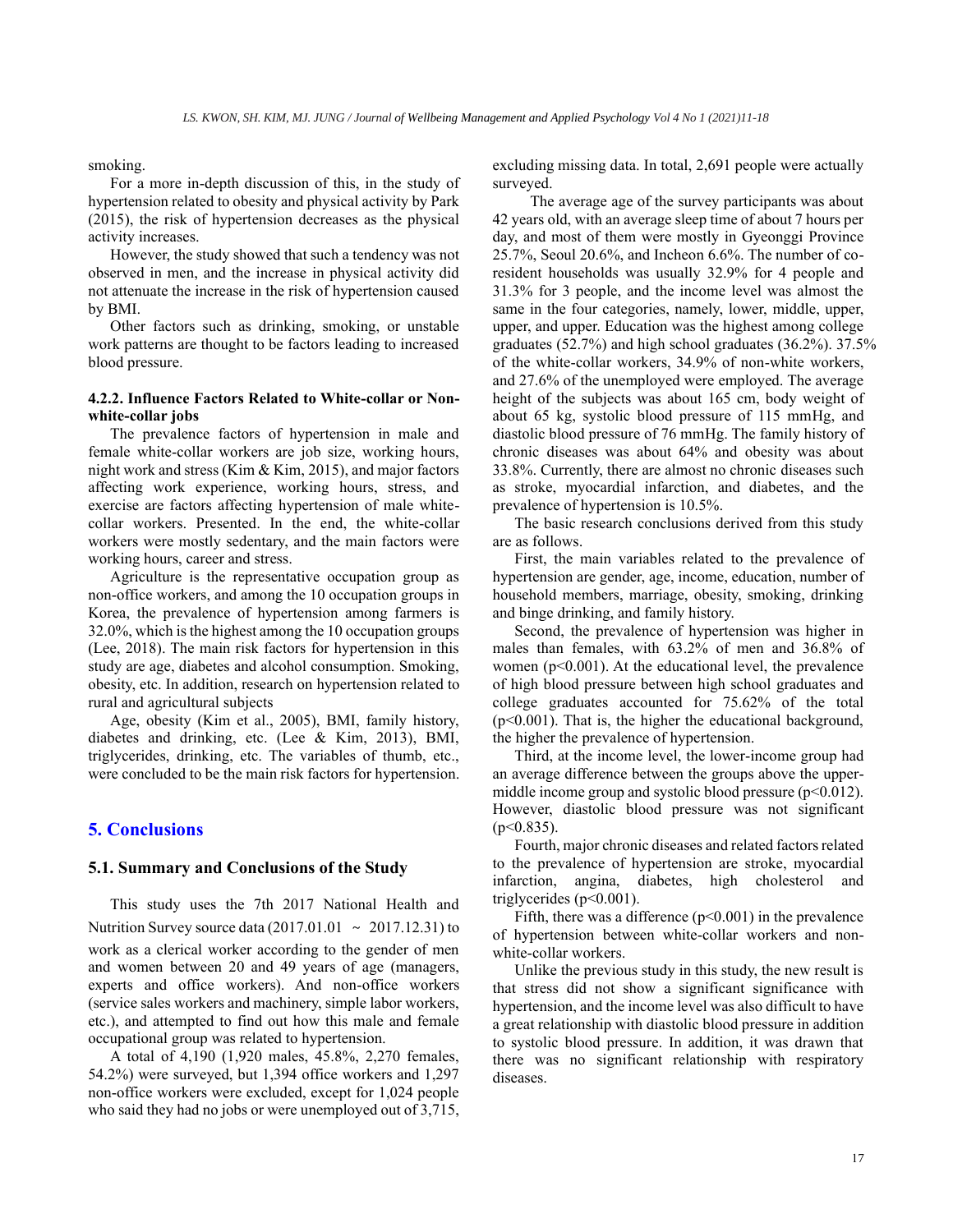smoking.

For a more in-depth discussion of this, in the study of hypertension related to obesity and physical activity by Park (2015), the risk of hypertension decreases as the physical activity increases.

However, the study showed that such a tendency was not observed in men, and the increase in physical activity did not attenuate the increase in the risk of hypertension caused by BMI.

Other factors such as drinking, smoking, or unstable work patterns are thought to be factors leading to increased blood pressure.

#### 4.2.2. Influence Factors Related to White-collar or Non-white-collar jobs

The prevalence factors of hypertension in male and female white-collar workers are job size, working hours, night work and stress (Kim & Kim, 2015), and major factors affecting work experience, working hours, stress, and exercise are factors affecting hypertension of male white-collar workers. Presented. In the end, the white-collar workers were mostly sedentary, and the main factors were working hours, career and stress.

Agriculture is the representative occupation group as non-office workers, and among the 10 occupation groups in Korea, the prevalence of hypertension among farmers is 32.0%, which is the highest among the 10 occupation groups (Lee, 2018). The main risk factors for hypertension in this study are age, diabetes and alcohol consumption. Smoking, obesity, etc. In addition, research on hypertension related to rural and agricultural subjects

Age, obesity (Kim et al., 2005), BMI, family history, diabetes and drinking, etc. (Lee & Kim, 2013), BMI, triglycerides, drinking, etc. The variables of thumb, etc., were concluded to be the main risk factors for hypertension.

## 5. Conclusions

### 5.1. Summary and Conclusions of the Study

This study uses the 7th 2017 National Health and Nutrition Survey source data (2017.01.01 ~ 2017.12.31) to work as a clerical worker according to the gender of men and women between 20 and 49 years of age (managers, experts and office workers). And non-office workers (service sales workers and machinery, simple labor workers, etc.), and attempted to find out how this male and female occupational group was related to hypertension.

A total of 4,190 (1,920 males, 45.8%, 2,270 females, 54.2%) were surveyed, but 1,394 office workers and 1,297 non-office workers were excluded, except for 1,024 people who said they had no jobs or were unemployed out of 3,715, excluding missing data. In total, 2,691 people were actually surveyed.

The average age of the survey participants was about 42 years old, with an average sleep time of about 7 hours per day, and most of them were mostly in Gyeonggi Province 25.7%, Seoul 20.6%, and Incheon 6.6%. The number of co-resident households was usually 32.9% for 4 people and 31.3% for 3 people, and the income level was almost the same in the four categories, namely, lower, middle, upper, upper, and upper. Education was the highest among college graduates (52.7%) and high school graduates (36.2%). 37.5% of the white-collar workers, 34.9% of non-white workers, and 27.6% of the unemployed were employed. The average height of the subjects was about 165 cm, body weight of about 65 kg, systolic blood pressure of 115 mmHg, and diastolic blood pressure of 76 mmHg. The family history of chronic diseases was about 64% and obesity was about 33.8%. Currently, there are almost no chronic diseases such as stroke, myocardial infarction, and diabetes, and the prevalence of hypertension is 10.5%.

The basic research conclusions derived from this study are as follows.

First, the main variables related to the prevalence of hypertension are gender, age, income, education, number of household members, marriage, obesity, smoking, drinking and binge drinking, and family history.

Second, the prevalence of hypertension was higher in males than females, with 63.2% of men and 36.8% of women ($p<0.001$). At the educational level, the prevalence of high blood pressure between high school graduates and college graduates accounted for 75.62% of the total ($p<0.001$). That is, the higher the educational background, the higher the prevalence of hypertension.

Third, at the income level, the lower-income group had an average difference between the groups above the upper-middle income group and systolic blood pressure ($p<0.012$). However, diastolic blood pressure was not significant ($p<0.835$).

Fourth, major chronic diseases and related factors related to the prevalence of hypertension are stroke, myocardial infarction, angina, diabetes, high cholesterol and triglycerides ($p<0.001$).

Fifth, there was a difference ($p<0.001$) in the prevalence of hypertension between white-collar workers and non-white-collar workers.

Unlike the previous study in this study, the new result is that stress did not show a significant significance with hypertension, and the income level was also difficult to have a great relationship with diastolic blood pressure in addition to systolic blood pressure. In addition, it was drawn that there was no significant relationship with respiratory diseases.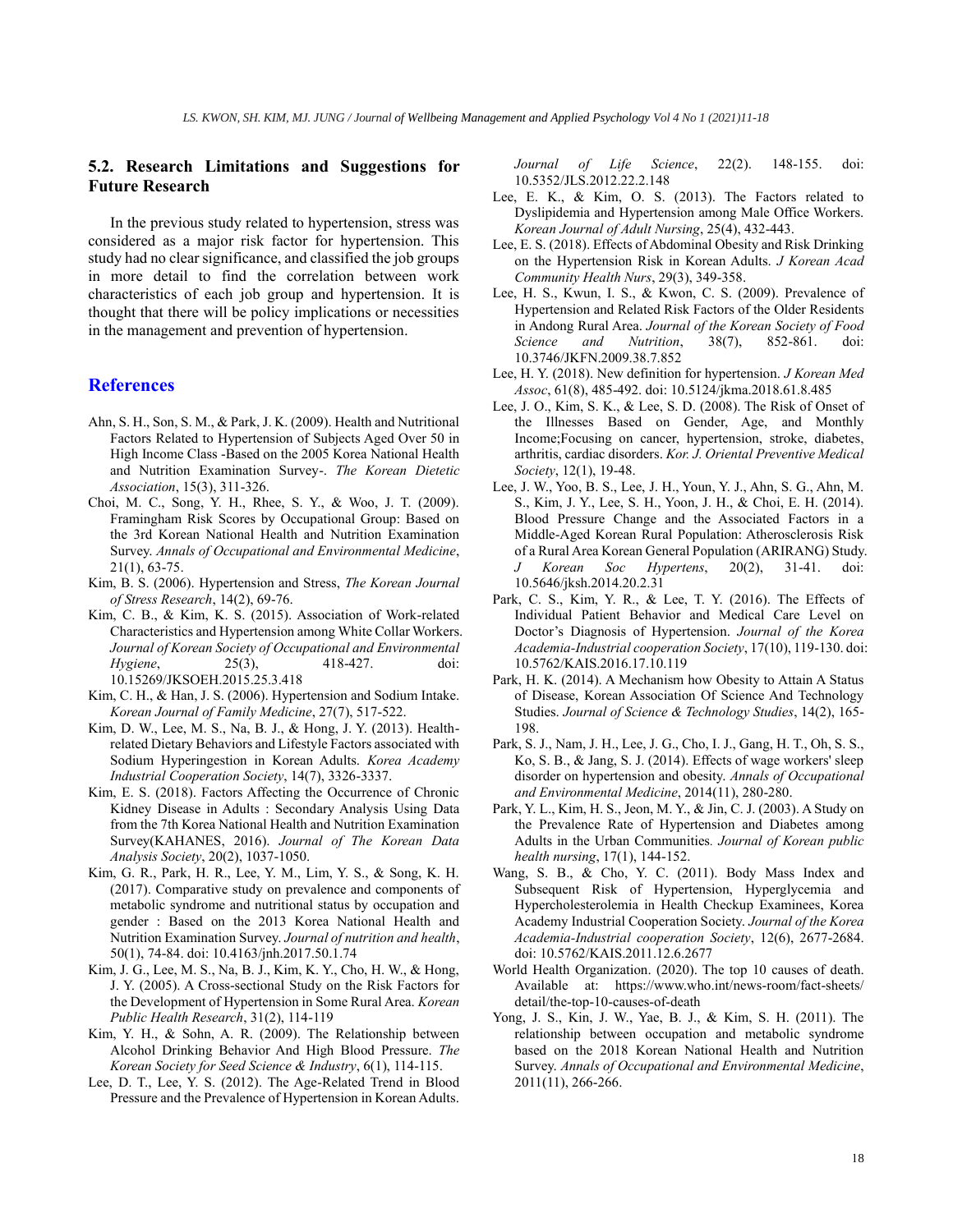### 5.2. Research Limitations and Suggestions for Future Research

In the previous study related to hypertension, stress was considered as a major risk factor for hypertension. This study had no clear significance, and classified the job groups in more detail to find the correlation between work characteristics of each job group and hypertension. It is thought that there will be policy implications or necessities in the management and prevention of hypertension.

## References

Ahn, S. H., Son, S. M., & Park, J. K. (2009). Health and Nutritional Factors Related to Hypertension of Subjects Aged Over 50 in High Income Class -Based on the 2005 Korea National Health and Nutrition Examination Survey-. *The Korean Dietetic Association*, 15(3), 311-326.

Choi, M. C., Song, Y. H., Rhee, S. Y., & Woo, J. T. (2009). Framingham Risk Scores by Occupational Group: Based on the 3rd Korean National Health and Nutrition Examination Survey. *Annals of Occupational and Environmental Medicine*, 21(1), 63-75.

Kim, B. S. (2006). Hypertension and Stress, *The Korean Journal of Stress Research*, 14(2), 69-76.

Kim, C. B., & Kim, K. S. (2015). Association of Work-related Characteristics and Hypertension among White Collar Workers. *Journal of Korean Society of Occupational and Environmental Hygiene*, 25(3), 418-427. doi: 10.15269/JKSOEH.2015.25.3.418

Kim, C. H., & Han, J. S. (2006). Hypertension and Sodium Intake. *Korean Journal of Family Medicine*, 27(7), 517-522.

Kim, D. W., Lee, M. S., Na, B. J., & Hong, J. Y. (2013). Health-related Dietary Behaviors and Lifestyle Factors associated with Sodium Hyperingestion in Korean Adults. *Korea Academy Industrial Cooperation Society*, 14(7), 3326-3337.

Kim, E. S. (2018). Factors Affecting the Occurrence of Chronic Kidney Disease in Adults : Secondary Analysis Using Data from the 7th Korea National Health and Nutrition Examination Survey(KAHANES, 2016). *Journal of The Korean Data Analysis Society*, 20(2), 1037-1050.

Kim, G. R., Park, H. R., Lee, Y. M., Lim, Y. S., & Song, K. H. (2017). Comparative study on prevalence and components of metabolic syndrome and nutritional status by occupation and gender : Based on the 2013 Korea National Health and Nutrition Examination Survey. *Journal of nutrition and health*, 50(1), 74-84. doi: 10.4163/jnh.2017.50.1.74

Kim, J. G., Lee, M. S., Na, B. J., Kim, K. Y., Cho, H. W., & Hong, J. Y. (2005). A Cross-sectional Study on the Risk Factors for the Development of Hypertension in Some Rural Area. *Korean Public Health Research*, 31(2), 114-119

Kim, Y. H., & Sohn, A. R. (2009). The Relationship between Alcohol Drinking Behavior And High Blood Pressure. *The Korean Society for Seed Science & Industry*, 6(1), 114-115.

Lee, D. T., Lee, Y. S. (2012). The Age-Related Trend in Blood Pressure and the Prevalence of Hypertension in Korean Adults. *Journal of Life Science*, 22(2). 148-155. doi: 10.5352/JLS.2012.22.2.148

Lee, E. K., & Kim, O. S. (2013). The Factors related to Dyslipidemia and Hypertension among Male Office Workers. *Korean Journal of Adult Nursing*, 25(4), 432-443.

Lee, E. S. (2018). Effects of Abdominal Obesity and Risk Drinking on the Hypertension Risk in Korean Adults. *J Korean Acad Community Health Nurs*, 29(3), 349-358.

Lee, H. S., Kwun, I. S., & Kwon, C. S. (2009). Prevalence of Hypertension and Related Risk Factors of the Older Residents in Andong Rural Area. *Journal of the Korean Society of Food Science and Nutrition*, 38(7), 852-861. doi: 10.3746/JKFN.2009.38.7.852

Lee, H. Y. (2018). New definition for hypertension. *J Korean Med Assoc*, 61(8), 485-492. doi: 10.5124/jkma.2018.61.8.485

Lee, J. O., Kim, S. K., & Lee, S. D. (2008). The Risk of Onset of the Illnesses Based on Gender, Age, and Monthly Income;Focusing on cancer, hypertension, stroke, diabetes, arthritis, cardiac disorders. *Kor. J. Oriental Preventive Medical Society*, 12(1), 19-48.

Lee, J. W., Yoo, B. S., Lee, J. H., Youn, Y. J., Ahn, S. G., Ahn, M. S., Kim, J. Y., Lee, S. H., Yoon, J. H., & Choi, E. H. (2014). Blood Pressure Change and the Associated Factors in a Middle-Aged Korean Rural Population: Atherosclerosis Risk of a Rural Area Korean General Population (ARIRANG) Study. *J Korean Soc Hypertens*, 20(2), 31-41. doi: 10.5646/jksh.2014.20.2.31

Park, C. S., Kim, Y. R., & Lee, T. Y. (2016). The Effects of Individual Patient Behavior and Medical Care Level on Doctor's Diagnosis of Hypertension. *Journal of the Korea Academia-Industrial cooperation Society*, 17(10), 119-130. doi: 10.5762/KAIS.2016.17.10.119

Park, H. K. (2014). A Mechanism how Obesity to Attain A Status of Disease, Korean Association Of Science And Technology Studies. *Journal of Science & Technology Studies*, 14(2), 165-198.

Park, S. J., Nam, J. H., Lee, J. G., Cho, I. J., Gang, H. T., Oh, S. S., Ko, S. B., & Jang, S. J. (2014). Effects of wage workers' sleep disorder on hypertension and obesity. *Annals of Occupational and Environmental Medicine*, 2014(11), 280-280.

Park, Y. L., Kim, H. S., Jeon, M. Y., & Jin, C. J. (2003). A Study on the Prevalence Rate of Hypertension and Diabetes among Adults in the Urban Communities. *Journal of Korean public health nursing*, 17(1), 144-152.

Wang, S. B., & Cho, Y. C. (2011). Body Mass Index and Subsequent Risk of Hypertension, Hyperglycemia and Hypercholesterolemia in Health Checkup Examinees, Korea Academy Industrial Cooperation Society. *Journal of the Korea Academia-Industrial cooperation Society*, 12(6), 2677-2684. doi: 10.5762/KAIS.2011.12.6.2677

World Health Organization. (2020). The top 10 causes of death. Available at: https://www.who.int/news-room/fact-sheets/detail/the-top-10-causes-of-death

Yong, J. S., Kin, J. W., Yae, B. J., & Kim, S. H. (2011). The relationship between occupation and metabolic syndrome based on the 2018 Korean National Health and Nutrition Survey. *Annals of Occupational and Environmental Medicine*, 2011(11), 266-266.